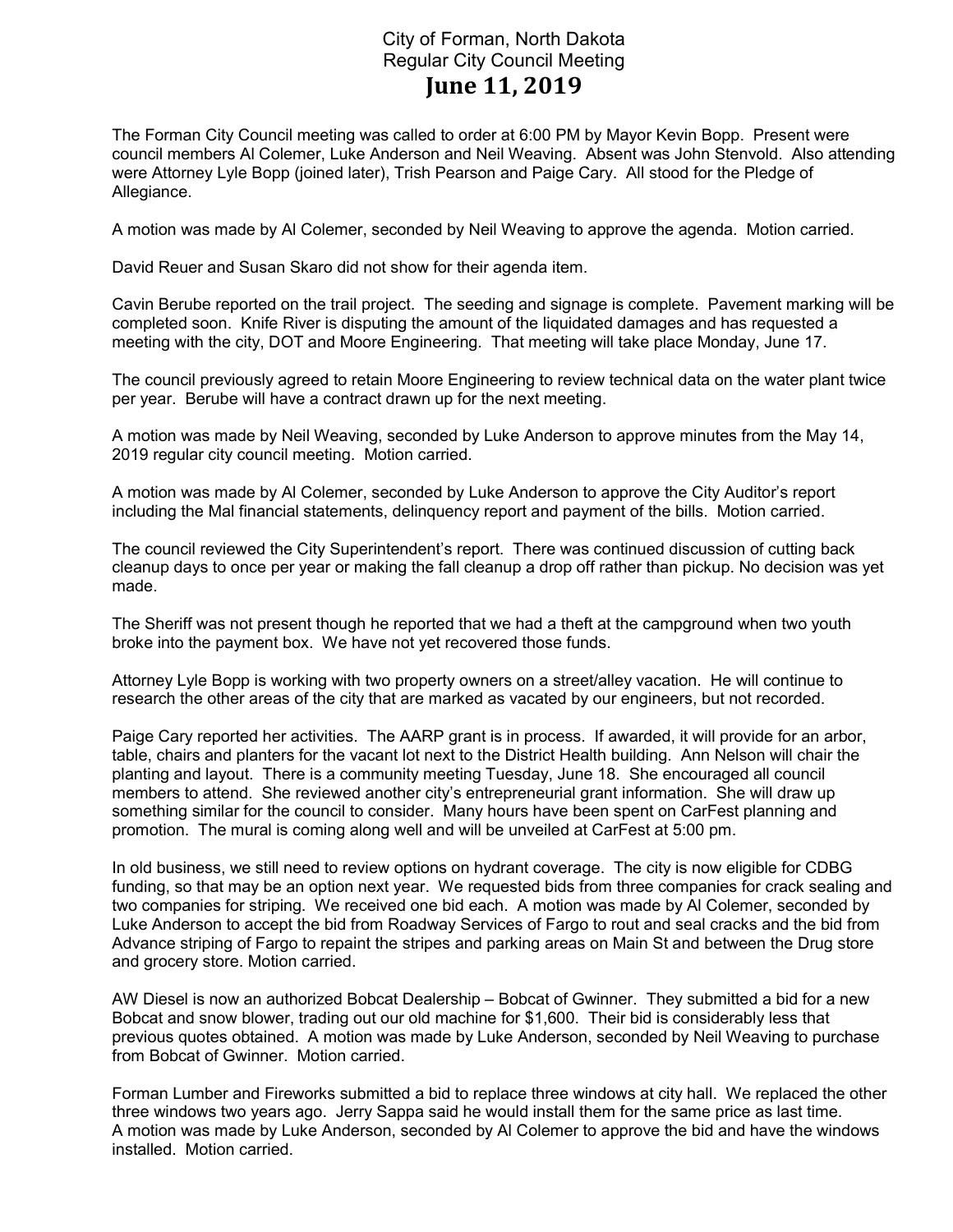# City of Forman, North Dakota
## Regular City Council Meeting
## June 11, 2019

The Forman City Council meeting was called to order at 6:00 PM by Mayor Kevin Bopp. Present were council members Al Colemer, Luke Anderson and Neil Weaving. Absent was John Stenvold. Also attending were Attorney Lyle Bopp (joined later), Trish Pearson and Paige Cary. All stood for the Pledge of Allegiance.

A motion was made by Al Colemer, seconded by Neil Weaving to approve the agenda. Motion carried.

David Reuer and Susan Skaro did not show for their agenda item.

Cavin Berube reported on the trail project. The seeding and signage is complete. Pavement marking will be completed soon. Knife River is disputing the amount of the liquidated damages and has requested a meeting with the city, DOT and Moore Engineering. That meeting will take place Monday, June 17.

The council previously agreed to retain Moore Engineering to review technical data on the water plant twice per year. Berube will have a contract drawn up for the next meeting.

A motion was made by Neil Weaving, seconded by Luke Anderson to approve minutes from the May 14, 2019 regular city council meeting. Motion carried.

A motion was made by Al Colemer, seconded by Luke Anderson to approve the City Auditor's report including the Mal financial statements, delinquency report and payment of the bills. Motion carried.

The council reviewed the City Superintendent's report. There was continued discussion of cutting back cleanup days to once per year or making the fall cleanup a drop off rather than pickup. No decision was yet made.

The Sheriff was not present though he reported that we had a theft at the campground when two youth broke into the payment box. We have not yet recovered those funds.

Attorney Lyle Bopp is working with two property owners on a street/alley vacation. He will continue to research the other areas of the city that are marked as vacated by our engineers, but not recorded.

Paige Cary reported her activities. The AARP grant is in process. If awarded, it will provide for an arbor, table, chairs and planters for the vacant lot next to the District Health building. Ann Nelson will chair the planting and layout. There is a community meeting Tuesday, June 18. She encouraged all council members to attend. She reviewed another city's entrepreneurial grant information. She will draw up something similar for the council to consider. Many hours have been spent on CarFest planning and promotion. The mural is coming along well and will be unveiled at CarFest at 5:00 pm.

In old business, we still need to review options on hydrant coverage. The city is now eligible for CDBG funding, so that may be an option next year. We requested bids from three companies for crack sealing and two companies for striping. We received one bid each. A motion was made by Al Colemer, seconded by Luke Anderson to accept the bid from Roadway Services of Fargo to rout and seal cracks and the bid from Advance striping of Fargo to repaint the stripes and parking areas on Main St and between the Drug store and grocery store. Motion carried.

AW Diesel is now an authorized Bobcat Dealership – Bobcat of Gwinner. They submitted a bid for a new Bobcat and snow blower, trading out our old machine for $1,600. Their bid is considerably less that previous quotes obtained. A motion was made by Luke Anderson, seconded by Neil Weaving to purchase from Bobcat of Gwinner. Motion carried.

Forman Lumber and Fireworks submitted a bid to replace three windows at city hall. We replaced the other three windows two years ago. Jerry Sappa said he would install them for the same price as last time. A motion was made by Luke Anderson, seconded by Al Colemer to approve the bid and have the windows installed. Motion carried.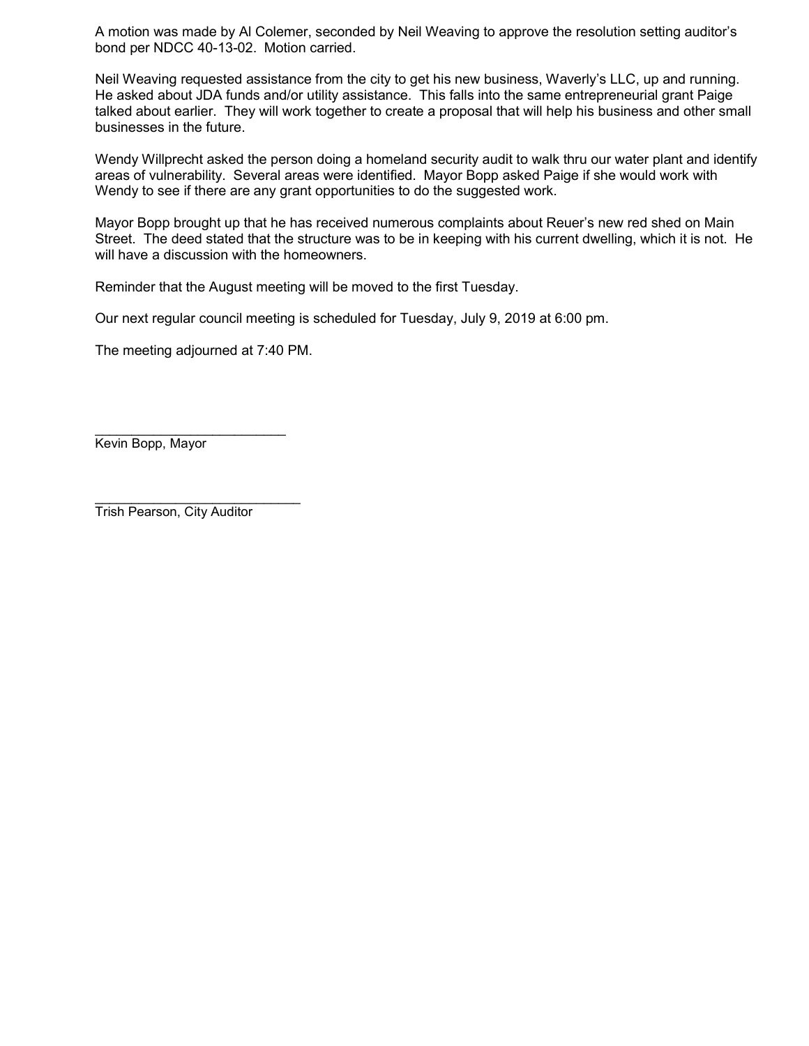A motion was made by Al Colemer, seconded by Neil Weaving to approve the resolution setting auditor's bond per NDCC 40-13-02. Motion carried.

Neil Weaving requested assistance from the city to get his new business, Waverly's LLC, up and running. He asked about JDA funds and/or utility assistance. This falls into the same entrepreneurial grant Paige talked about earlier. They will work together to create a proposal that will help his business and other small businesses in the future.

Wendy Willprecht asked the person doing a homeland security audit to walk thru our water plant and identify areas of vulnerability. Several areas were identified. Mayor Bopp asked Paige if she would work with Wendy to see if there are any grant opportunities to do the suggested work.

Mayor Bopp brought up that he has received numerous complaints about Reuer's new red shed on Main Street. The deed stated that the structure was to be in keeping with his current dwelling, which it is not. He will have a discussion with the homeowners.

Reminder that the August meeting will be moved to the first Tuesday.

Our next regular council meeting is scheduled for Tuesday, July 9, 2019 at 6:00 pm.

The meeting adjourned at 7:40 PM.

___________________________
Kevin Bopp, Mayor

_____________________________
Trish Pearson, City Auditor